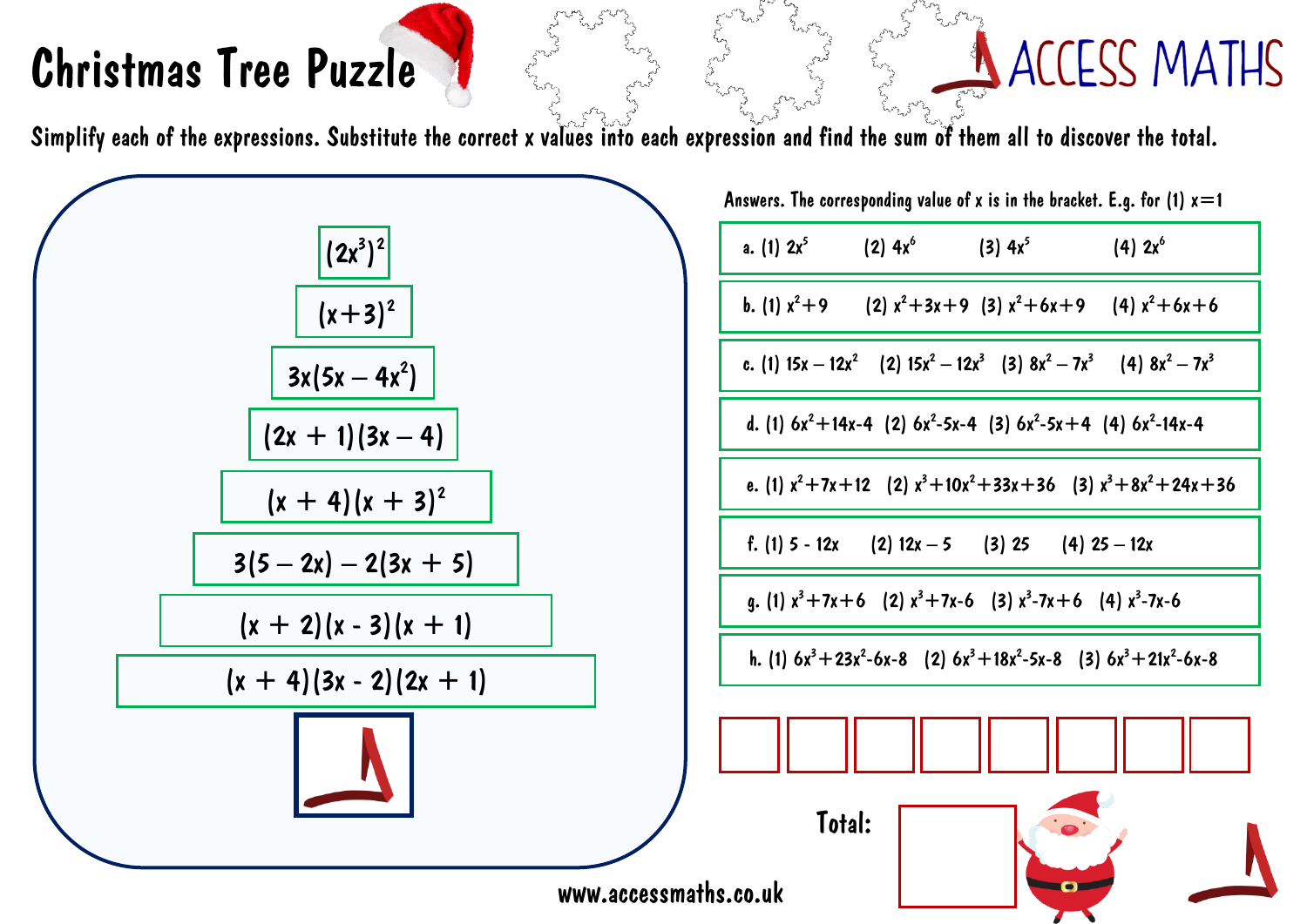# Christmas Tree Puzzle

ACCESS MATHS

Simplify each of the expressions. Substitute the correct x values into each expression and find the sum of them all to discover the total.

$(2x^3)^2$

$(x+3)^2$

$3x(5x - 4x^2)$

$(2x + 1)(3x - 4)$

$(x + 4)(x + 3)^2$

$3(5 - 2x) - 2(3x + 5)$

$(x + 2)(x - 3)(x + 1)$

$(x + 4)(3x - 2)(2x + 1)$

Answers. The corresponding value of x is in the bracket. E.g. for (1) x=1

a. (1) $2x^5$  (2) $4x^6$  (3) $4x^5$  (4) $2x^6$

b. (1) $x^2+9$  (2) $x^2+3x+9$  (3) $x^2+6x+9$  (4) $x^2+6x+6$

c. (1) $15x - 12x^2$  (2) $15x^2 - 12x^3$  (3) $8x^2 - 7x^3$  (4) $8x^2 - 7x^3$

d. (1) $6x^2+14x-4$  (2) $6x^2-5x-4$  (3) $6x^2-5x+4$  (4) $6x^2-14x-4$

e. (1) $x^2+7x+12$  (2) $x^3+10x^2+33x+36$  (3) $x^3+8x^2+24x+36$

f. (1) $5 - 12x$  (2) $12x - 5$  (3) $25$  (4) $25 - 12x$

g. (1) $x^3+7x+6$  (2) $x^3+7x-6$  (3) $x^3-7x+6$  (4) $x^3-7x-6$

h. (1) $6x^3+23x^2-6x-8$  (2) $6x^3+18x^2-5x-8$  (3) $6x^3+21x^2-6x-8$

| | | | | | | | |
|---|---|---|---|---|---|---|---|
| | | | | | | | |

Total:

www.accessmaths.co.uk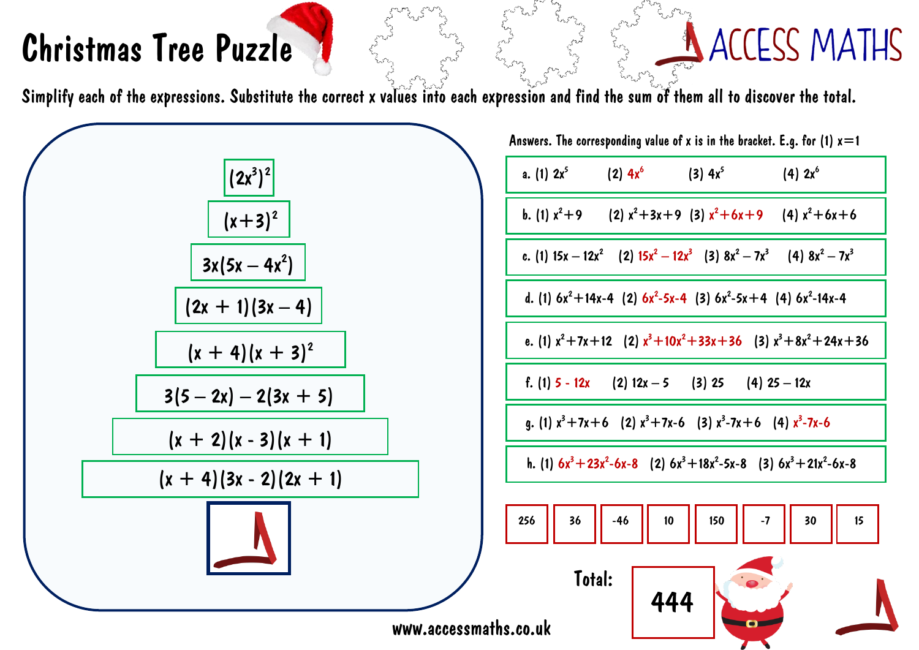# Christmas Tree Puzzle

ACCESS MATHS

Simplify each of the expressions. Substitute the correct x values into each expression and find the sum of them all to discover the total.

$(2x^3)^2$

$(x+3)^2$

$3x(5x - 4x^2)$

$(2x + 1)(3x - 4)$

$(x + 4)(x + 3)^2$

$3(5 - 2x) - 2(3x + 5)$

$(x + 2)(x - 3)(x + 1)$

$(x + 4)(3x - 2)(2x + 1)$

Answers. The corresponding value of x is in the bracket. E.g. for (1) x=1

a. (1) $2x^5$ (2) $4x^6$ (3) $4x^5$ (4) $2x^6$

b. (1) $x^2+9$ (2) $x^2+3x+9$ (3) $x^2+6x+9$ (4) $x^2+6x+6$

c. (1) $15x - 12x^2$ (2) $15x^2 - 12x^3$ (3) $8x^2 - 7x^3$ (4) $8x^2 - 7x^3$

d. (1) $6x^2+14x-4$ (2) $6x^2-5x-4$ (3) $6x^2-5x+4$ (4) $6x^2-14x-4$

e. (1) $x^2+7x+12$ (2) $x^3+10x^2+33x+36$ (3) $x^3+8x^2+24x+36$

f. (1) $5 - 12x$ (2) $12x - 5$ (3) $25$ (4) $25 - 12x$

g. (1) $x^3+7x+6$ (2) $x^3+7x-6$ (3) $x^3-7x+6$ (4) $x^3-7x-6$

h. (1) $6x^3+23x^2-6x-8$ (2) $6x^3+18x^2-5x-8$ (3) $6x^3+21x^2-6x-8$

| | | | | | | | |
|---|---|---|---|---|---|---|---|
| 256 | 36 | -46 | 10 | 150 | -7 | 30 | 15 |

Total: **444**

www.accessmaths.co.uk